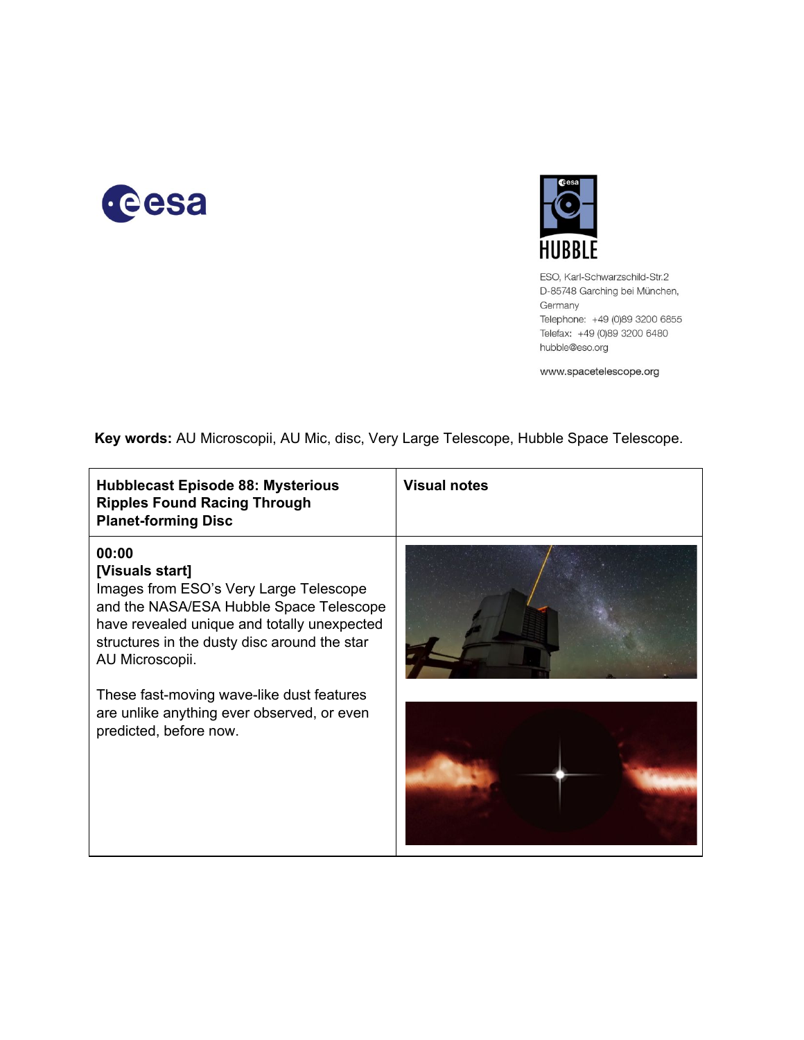ESO, Karl-Schwarzschild-Str.2
D-85748 Garching bei München,
Germany
Telephone: +49 (0)89 3200 6855
Telefax: +49 (0)89 3200 6480
hubble@eso.org

www.spacetelescope.org

**Key words:** AU Microscopii, AU Mic, disc, Very Large Telescope, Hubble Space Telescope.

| **Hubblecast Episode 88: Mysterious Ripples Found Racing Through Planet-forming Disc** | **Visual notes** |
|---|---|
| **00:00**<br>**[Visuals start]**<br>Images from ESO's Very Large Telescope and the NASA/ESA Hubble Space Telescope have revealed unique and totally unexpected structures in the dusty disc around the star AU Microscopii.<br><br>These fast-moving wave-like dust features are unlike anything ever observed, or even predicted, before now. | |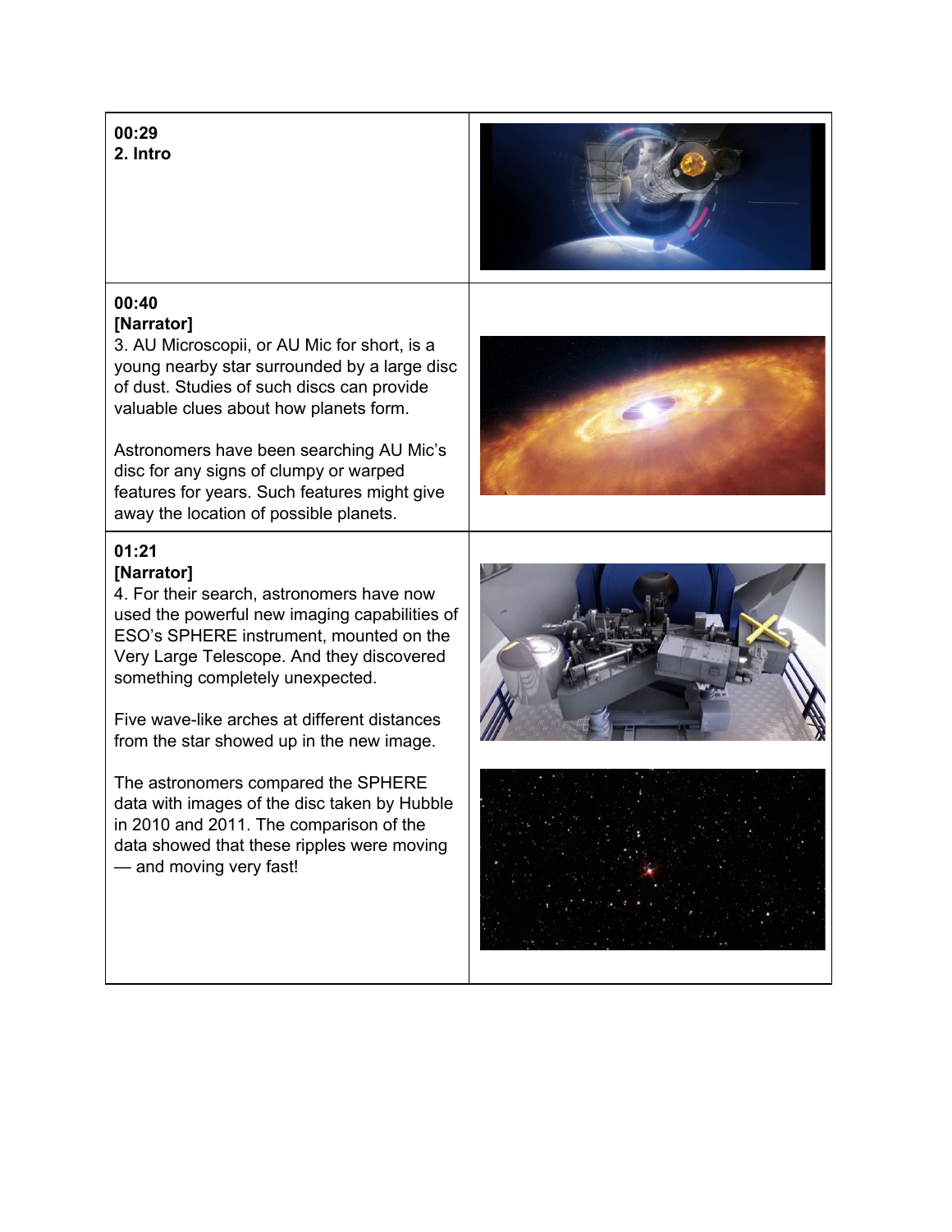| | |
|---|---|
| **00:29**<br>**2. Intro** | |
| **00:40**<br>**[Narrator]**<br>3. AU Microscopii, or AU Mic for short, is a young nearby star surrounded by a large disc of dust. Studies of such discs can provide valuable clues about how planets form.<br><br>Astronomers have been searching AU Mic's disc for any signs of clumpy or warped features for years. Such features might give away the location of possible planets. | |
| **01:21**<br>**[Narrator]**<br>4. For their search, astronomers have now used the powerful new imaging capabilities of ESO's SPHERE instrument, mounted on the Very Large Telescope. And they discovered something completely unexpected.<br><br>Five wave-like arches at different distances from the star showed up in the new image.<br><br>The astronomers compared the SPHERE data with images of the disc taken by Hubble in 2010 and 2011. The comparison of the data showed that these ripples were moving — and moving very fast! | |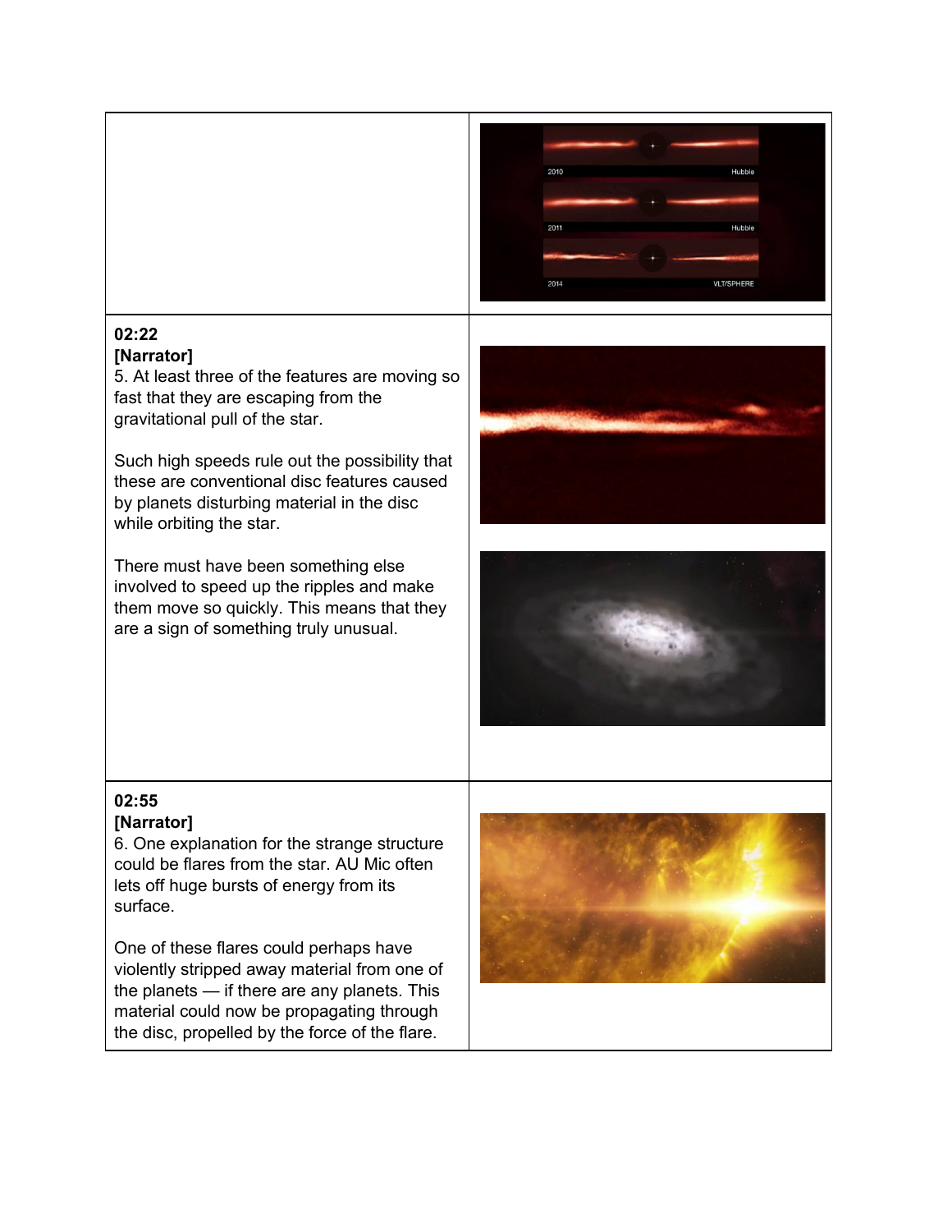| | |
|---|---|
| | |
| **02:22**<br>**[Narrator]**<br>5. At least three of the features are moving so fast that they are escaping from the gravitational pull of the star.<br><br>Such high speeds rule out the possibility that these are conventional disc features caused by planets disturbing material in the disc while orbiting the star.<br><br>There must have been something else involved to speed up the ripples and make them move so quickly. This means that they are a sign of something truly unusual. | |
| **02:55**<br>**[Narrator]**<br>6. One explanation for the strange structure could be flares from the star. AU Mic often lets off huge bursts of energy from its surface.<br><br>One of these flares could perhaps have violently stripped away material from one of the planets — if there are any planets. This material could now be propagating through the disc, propelled by the force of the flare. | |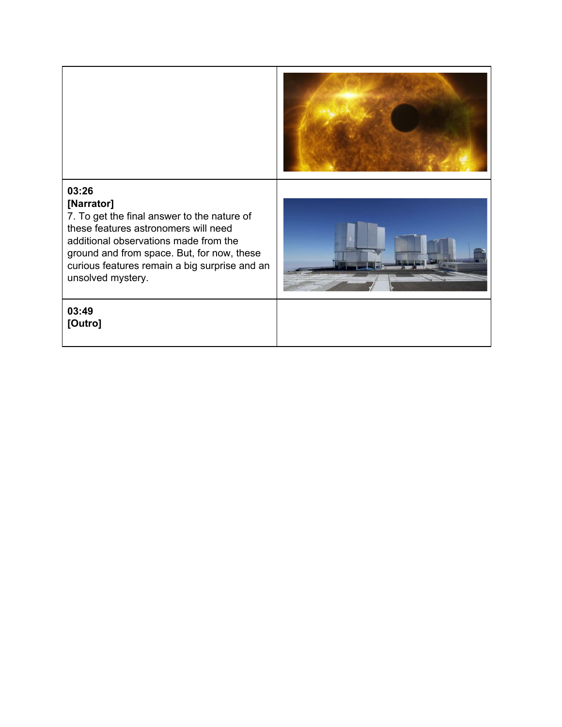| | |
|---|---|
| | |
| **03:26**<br>**[Narrator]**<br>7. To get the final answer to the nature of these features astronomers will need additional observations made from the ground and from space. But, for now, these curious features remain a big surprise and an unsolved mystery. | |
| **03:49**<br>**[Outro]** | |